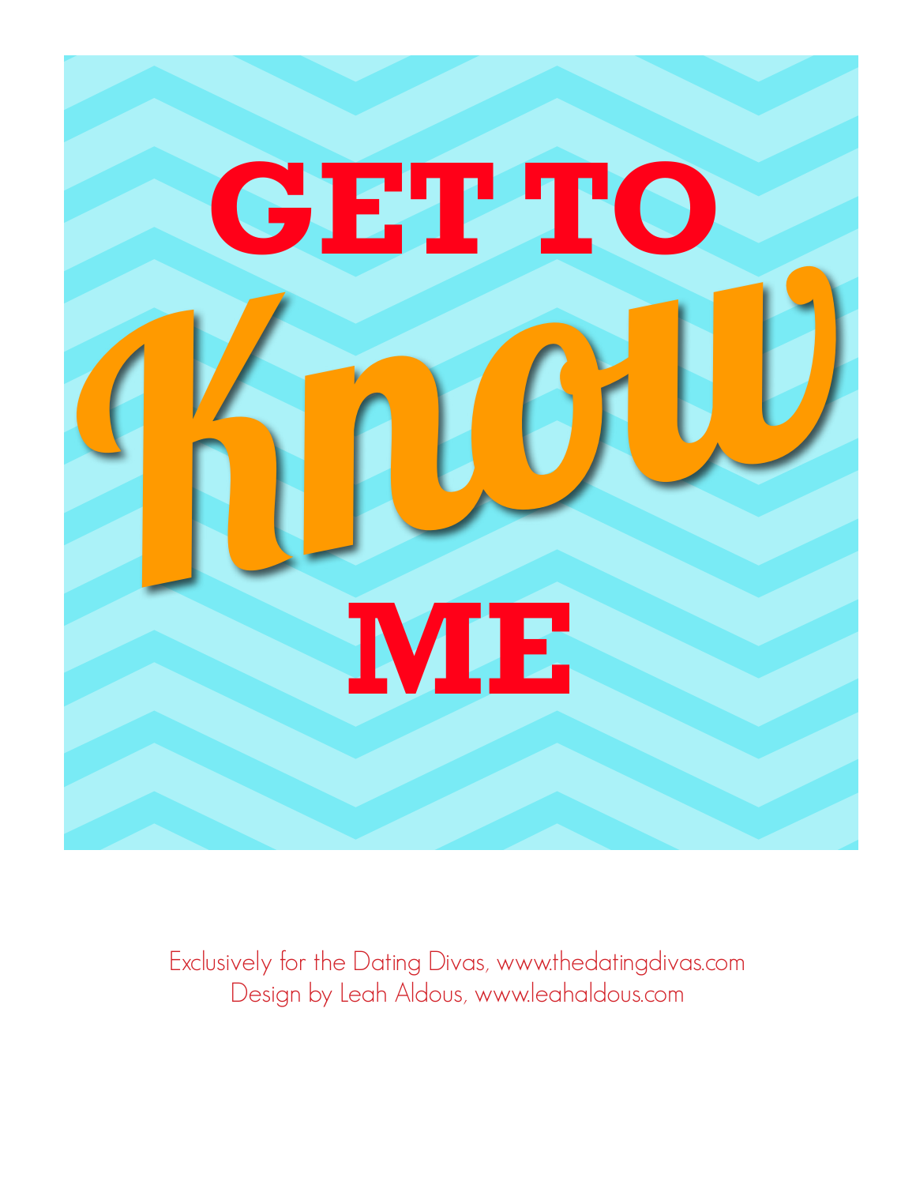# GET TO Know ME

Exclusively for the Dating Divas, www.thedatingdivas.com
Design by Leah Aldous, www.leahaldous.com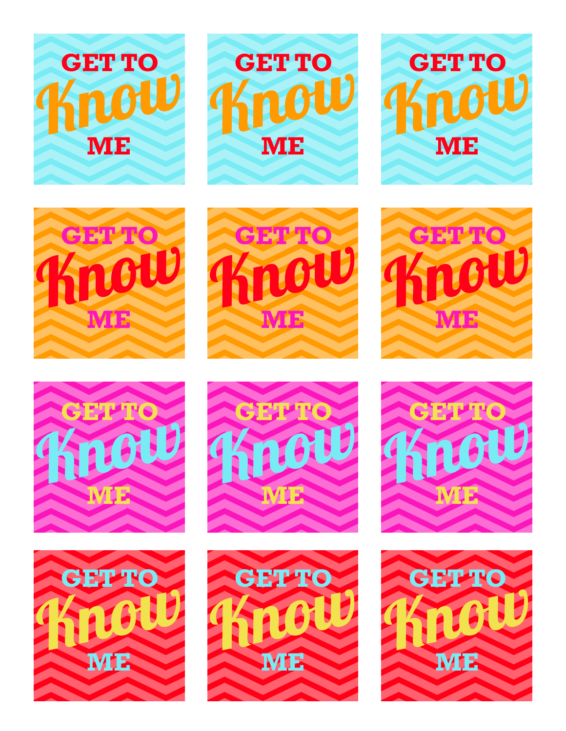GET TO
Know
ME

GET TO
Know
ME

GET TO
Know
ME

GET TO
Know
ME

GET TO
Know
ME

GET TO
Know
ME

GET TO
Know
ME

GET TO
Know
ME

GET TO
Know
ME

GET TO
Know
ME

GET TO
Know
ME

GET TO
Know
ME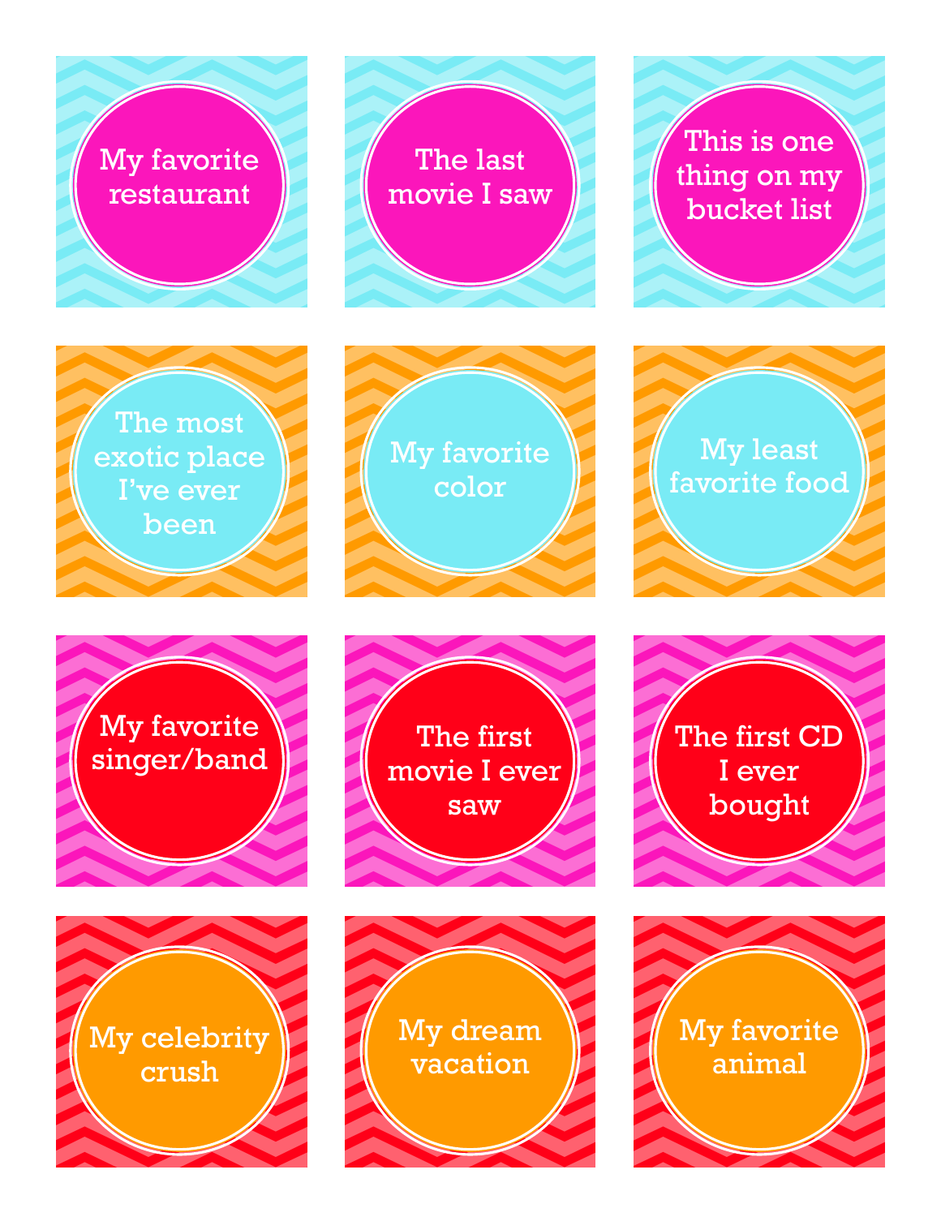My favorite restaurant

The last movie I saw

This is one thing on my bucket list

The most exotic place I've ever been

My favorite color

My least favorite food

My favorite singer/band

The first movie I ever saw

The first CD I ever bought

My celebrity crush

My dream vacation

My favorite animal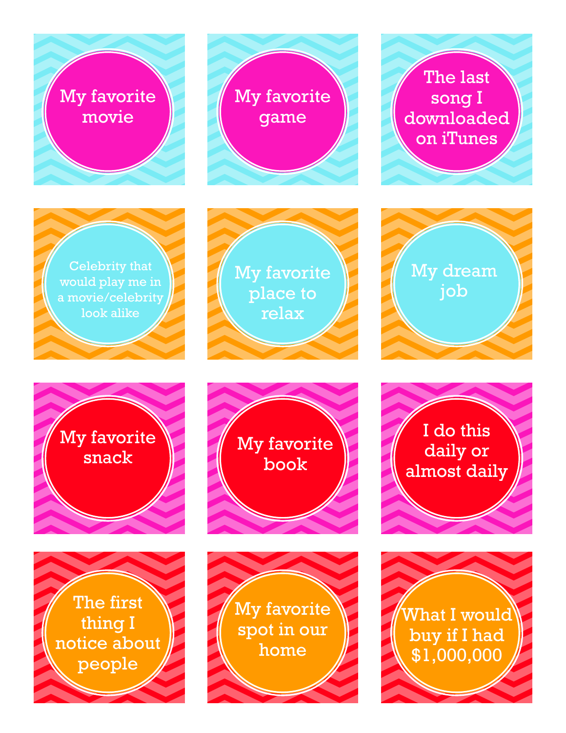My favorite movie

My favorite game

The last song I downloaded on iTunes

Celebrity that would play me in a movie/celebrity look alike

My favorite place to relax

My dream job

My favorite snack

My favorite book

I do this daily or almost daily

The first thing I notice about people

My favorite spot in our home

What I would buy if I had $1,000,000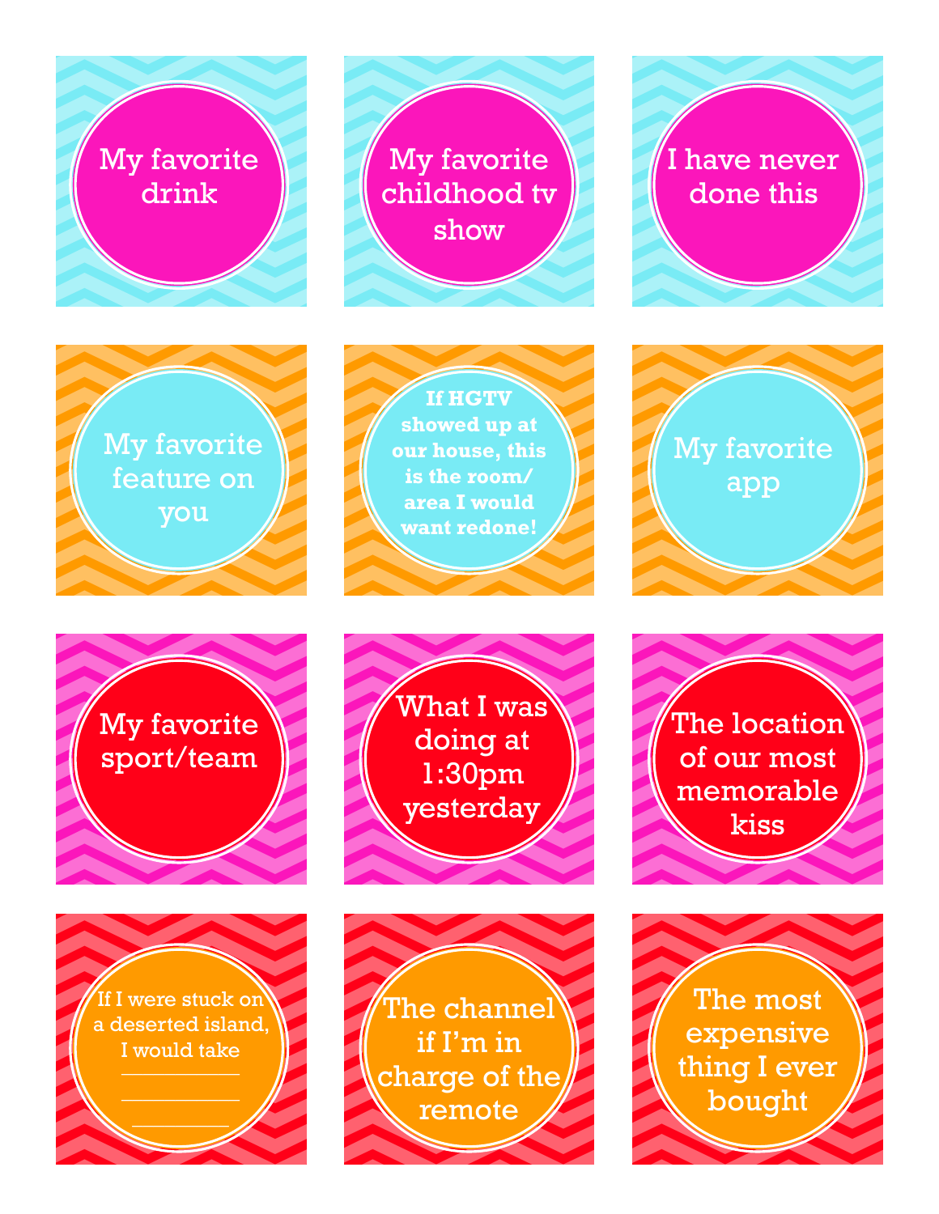My favorite drink

My favorite childhood tv show

I have never done this

My favorite feature on you

**If HGTV showed up at our house, this is the room/ area I would want redone!**

My favorite app

My favorite sport/team

What I was doing at 1:30pm yesterday

The location of our most memorable kiss

If I were stuck on a deserted island, I would take

___________

___________

___________

The channel if I'm in charge of the remote

The most expensive thing I ever bought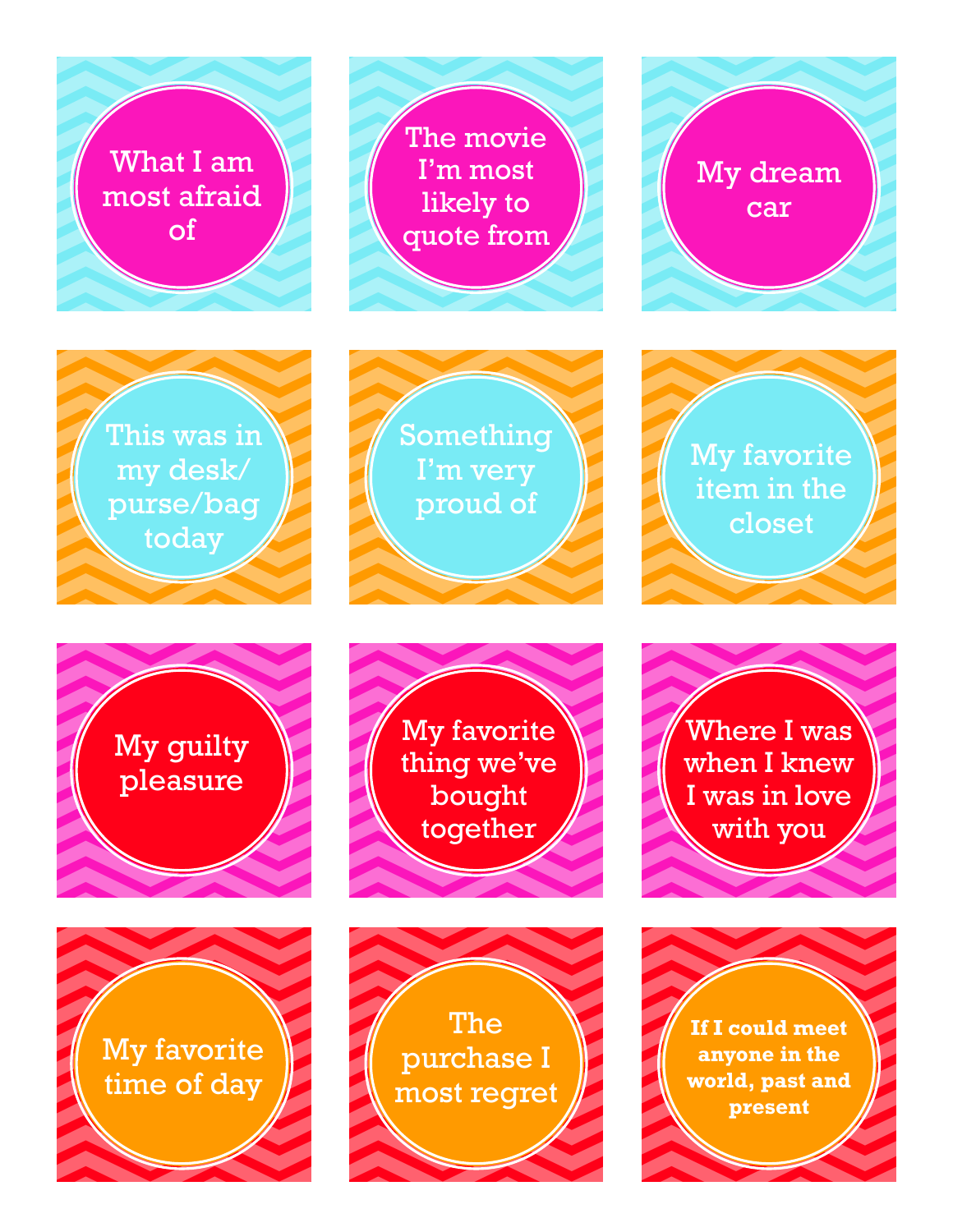What I am most afraid of

The movie I'm most likely to quote from

My dream car

This was in my desk/ purse/bag today

Something I'm very proud of

My favorite item in the closet

My guilty pleasure

My favorite thing we've bought together

Where I was when I knew I was in love with you

My favorite time of day

The purchase I most regret

**If I could meet anyone in the world, past and present**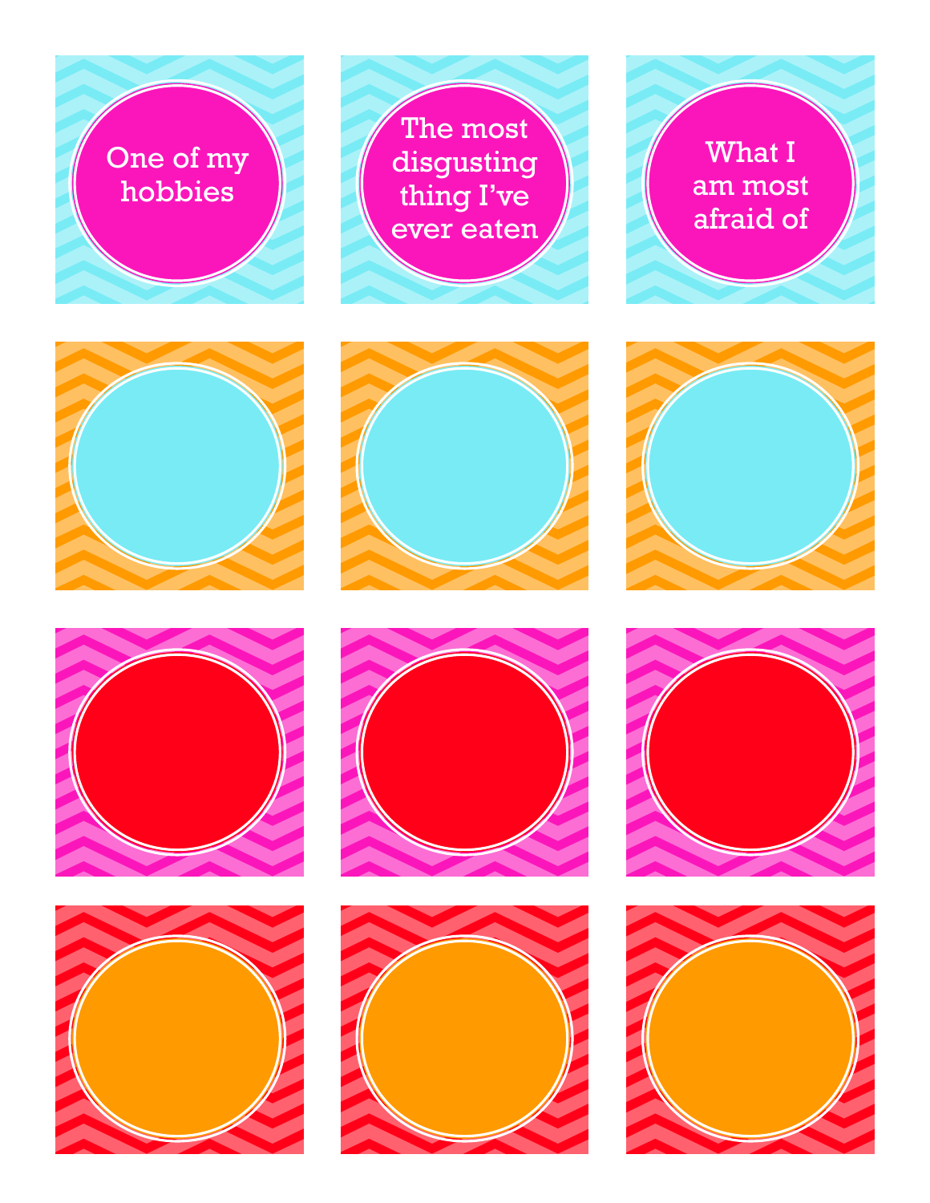One of my hobbies

The most disgusting thing I've ever eaten

What I am most afraid of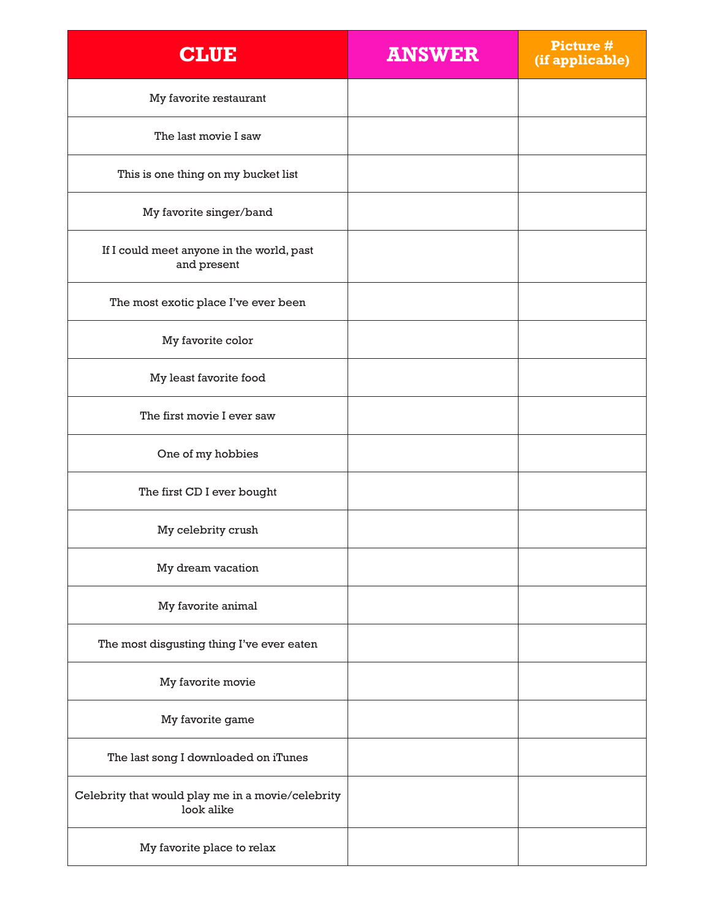| CLUE | ANSWER | Picture # (if applicable) |
| --- | --- | --- |
| My favorite restaurant | | |
| The last movie I saw | | |
| This is one thing on my bucket list | | |
| My favorite singer/band | | |
| If I could meet anyone in the world, past and present | | |
| The most exotic place I've ever been | | |
| My favorite color | | |
| My least favorite food | | |
| The first movie I ever saw | | |
| One of my hobbies | | |
| The first CD I ever bought | | |
| My celebrity crush | | |
| My dream vacation | | |
| My favorite animal | | |
| The most disgusting thing I've ever eaten | | |
| My favorite movie | | |
| My favorite game | | |
| The last song I downloaded on iTunes | | |
| Celebrity that would play me in a movie/celebrity look alike | | |
| My favorite place to relax | | |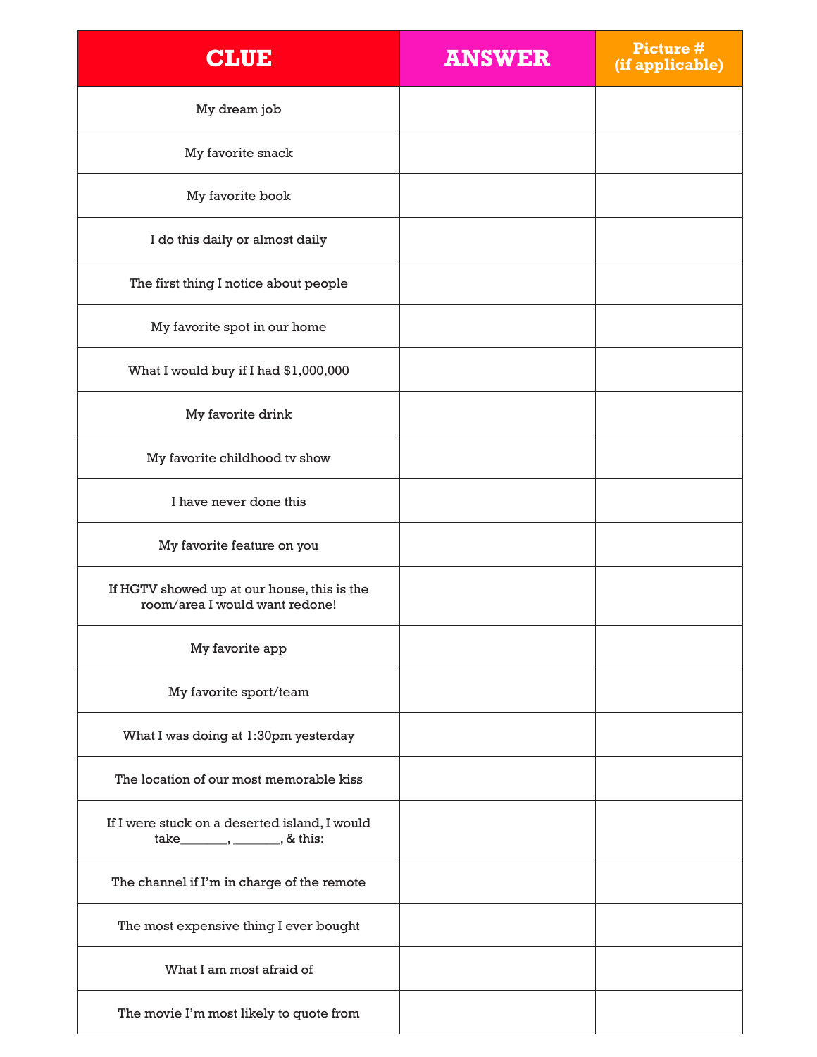| CLUE | ANSWER | Picture # (if applicable) |
|---|---|---|
| My dream job | | |
| My favorite snack | | |
| My favorite book | | |
| I do this daily or almost daily | | |
| The first thing I notice about people | | |
| My favorite spot in our home | | |
| What I would buy if I had $1,000,000 | | |
| My favorite drink | | |
| My favorite childhood tv show | | |
| I have never done this | | |
| My favorite feature on you | | |
| If HGTV showed up at our house, this is the room/area I would want redone! | | |
| My favorite app | | |
| My favorite sport/team | | |
| What I was doing at 1:30pm yesterday | | |
| The location of our most memorable kiss | | |
| If I were stuck on a deserted island, I would take_______, _______, & this: | | |
| The channel if I'm in charge of the remote | | |
| The most expensive thing I ever bought | | |
| What I am most afraid of | | |
| The movie I'm most likely to quote from | | |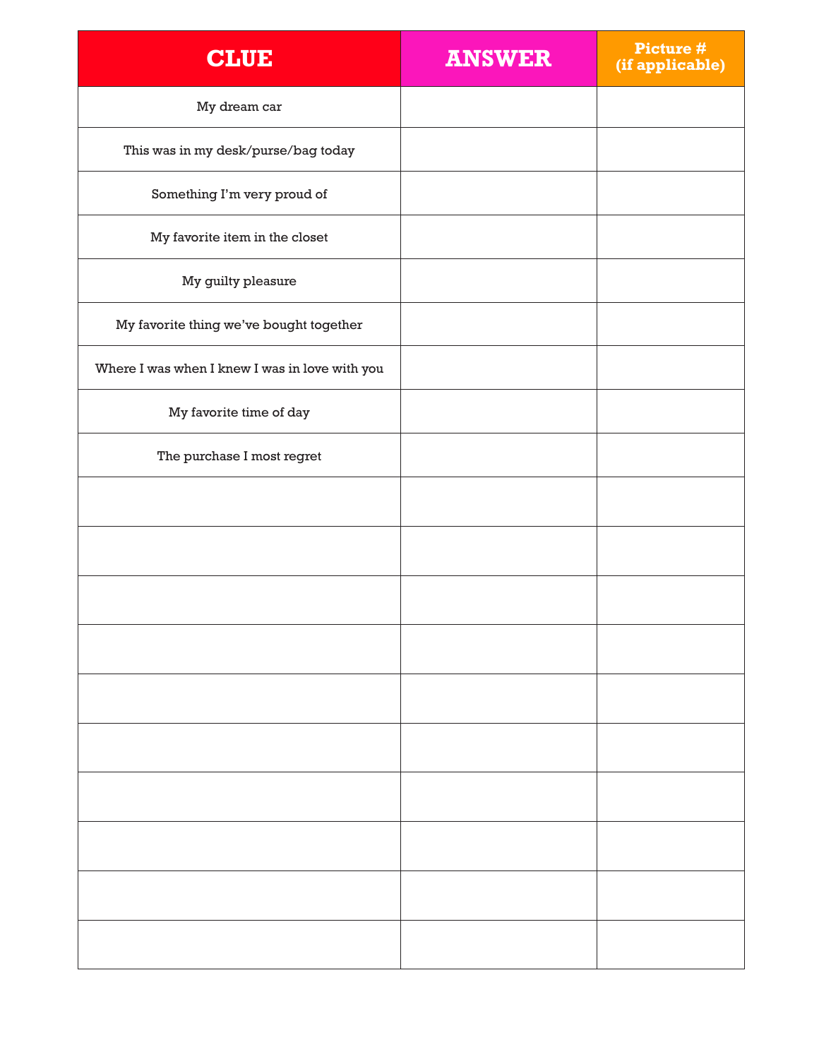| CLUE | ANSWER | Picture # (if applicable) |
| --- | --- | --- |
| My dream car | | |
| This was in my desk/purse/bag today | | |
| Something I'm very proud of | | |
| My favorite item in the closet | | |
| My guilty pleasure | | |
| My favorite thing we've bought together | | |
| Where I was when I knew I was in love with you | | |
| My favorite time of day | | |
| The purchase I most regret | | |
| | | |
| | | |
| | | |
| | | |
| | | |
| | | |
| | | |
| | | |
| | | |
| | | |